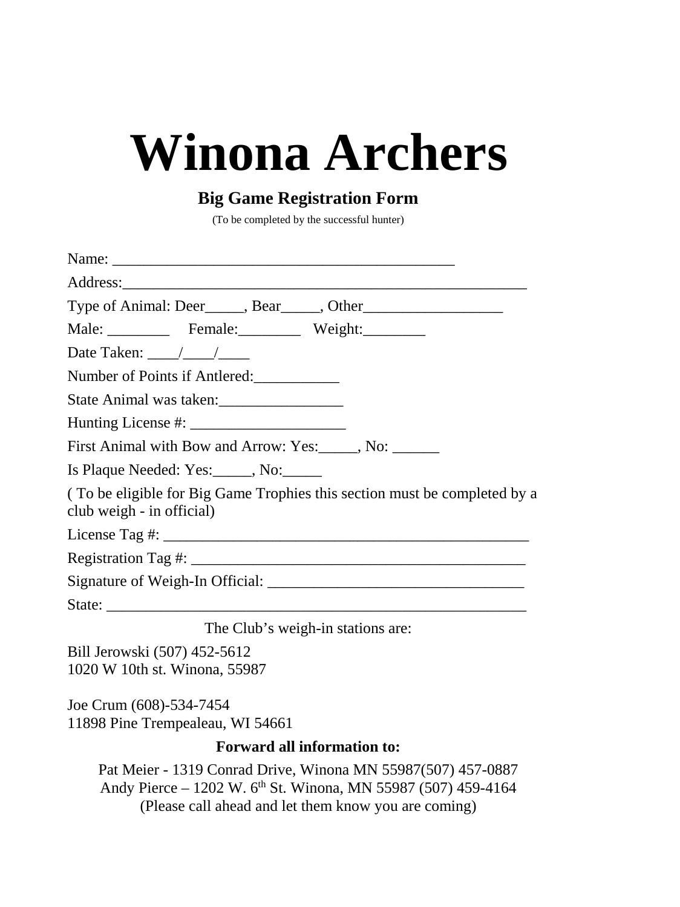# Winona Archers

## Big Game Registration Form

(To be completed by the successful hunter)

Name: ____________________________________________

Address:___________________________________________________

Type of Animal: Deer_____, Bear_____, Other__________________

Male: ________ Female:________ Weight:________

Date Taken: ____/____/____

Number of Points if Antlered:___________

State Animal was taken:________________

Hunting License #: ____________________

First Animal with Bow and Arrow: Yes:_____, No: ______

Is Plaque Needed: Yes:_____, No:_____

( To be eligible for Big Game Trophies this section must be completed by a club weigh - in official)

License Tag #: _______________________________________________

Registration Tag #: ___________________________________________

Signature of Weigh-In Official: _________________________________

State: ______________________________________________________

The Club's weigh-in stations are:

Bill Jerowski (507) 452-5612
1020 W 10th st. Winona, 55987

Joe Crum (608)-534-7454
11898 Pine Trempealeau, WI 54661

**Forward all information to:**

Pat Meier - 1319 Conrad Drive, Winona MN 55987(507) 457-0887
Andy Pierce – 1202 W. 6th St. Winona, MN 55987 (507) 459-4164
(Please call ahead and let them know you are coming)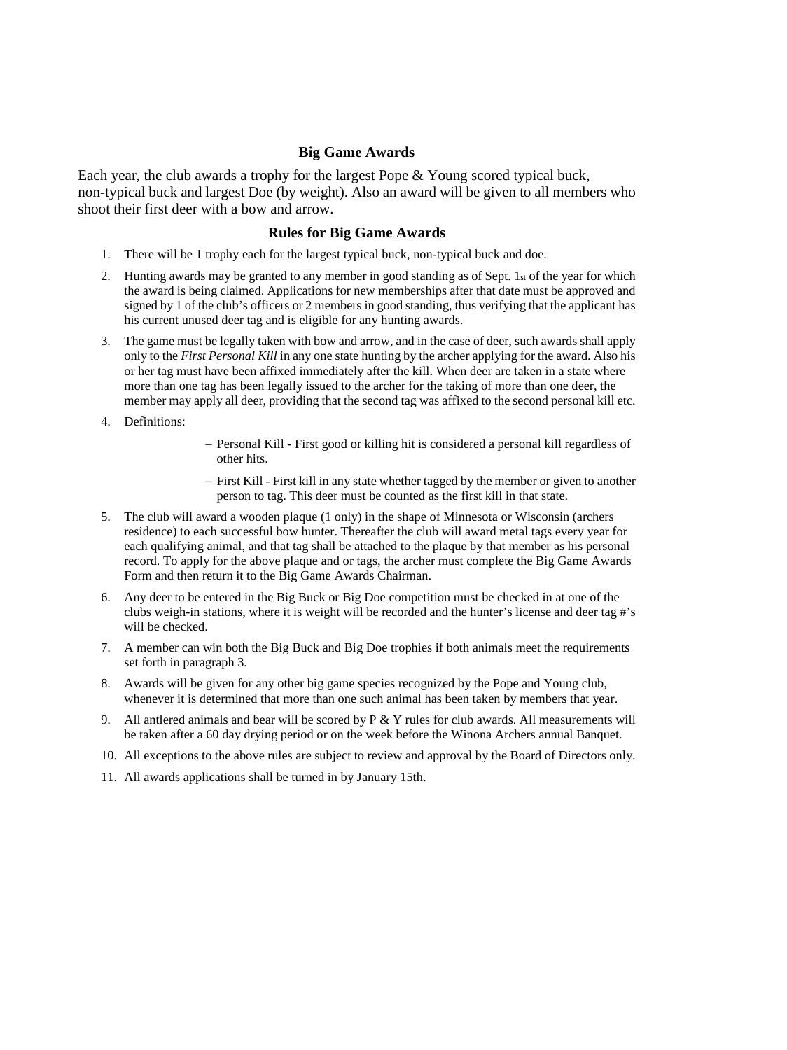## Big Game Awards

Each year, the club awards a trophy for the largest Pope & Young scored typical buck, non-typical buck and largest Doe (by weight). Also an award will be given to all members who shoot their first deer with a bow and arrow.

### Rules for Big Game Awards

1. There will be 1 trophy each for the largest typical buck, non-typical buck and doe.
2. Hunting awards may be granted to any member in good standing as of Sept. 1st of the year for which the award is being claimed. Applications for new memberships after that date must be approved and signed by 1 of the club's officers or 2 members in good standing, thus verifying that the applicant has his current unused deer tag and is eligible for any hunting awards.
3. The game must be legally taken with bow and arrow, and in the case of deer, such awards shall apply only to the *First Personal Kill* in any one state hunting by the archer applying for the award. Also his or her tag must have been affixed immediately after the kill. When deer are taken in a state where more than one tag has been legally issued to the archer for the taking of more than one deer, the member may apply all deer, providing that the second tag was affixed to the second personal kill etc.
4. Definitions:
   - Personal Kill - First good or killing hit is considered a personal kill regardless of other hits.
   - First Kill - First kill in any state whether tagged by the member or given to another person to tag. This deer must be counted as the first kill in that state.
5. The club will award a wooden plaque (1 only) in the shape of Minnesota or Wisconsin (archers residence) to each successful bow hunter. Thereafter the club will award metal tags every year for each qualifying animal, and that tag shall be attached to the plaque by that member as his personal record. To apply for the above plaque and or tags, the archer must complete the Big Game Awards Form and then return it to the Big Game Awards Chairman.
6. Any deer to be entered in the Big Buck or Big Doe competition must be checked in at one of the clubs weigh-in stations, where it is weight will be recorded and the hunter's license and deer tag #'s will be checked.
7. A member can win both the Big Buck and Big Doe trophies if both animals meet the requirements set forth in paragraph 3.
8. Awards will be given for any other big game species recognized by the Pope and Young club, whenever it is determined that more than one such animal has been taken by members that year.
9. All antlered animals and bear will be scored by P & Y rules for club awards. All measurements will be taken after a 60 day drying period or on the week before the Winona Archers annual Banquet.
10. All exceptions to the above rules are subject to review and approval by the Board of Directors only.
11. All awards applications shall be turned in by January 15th.